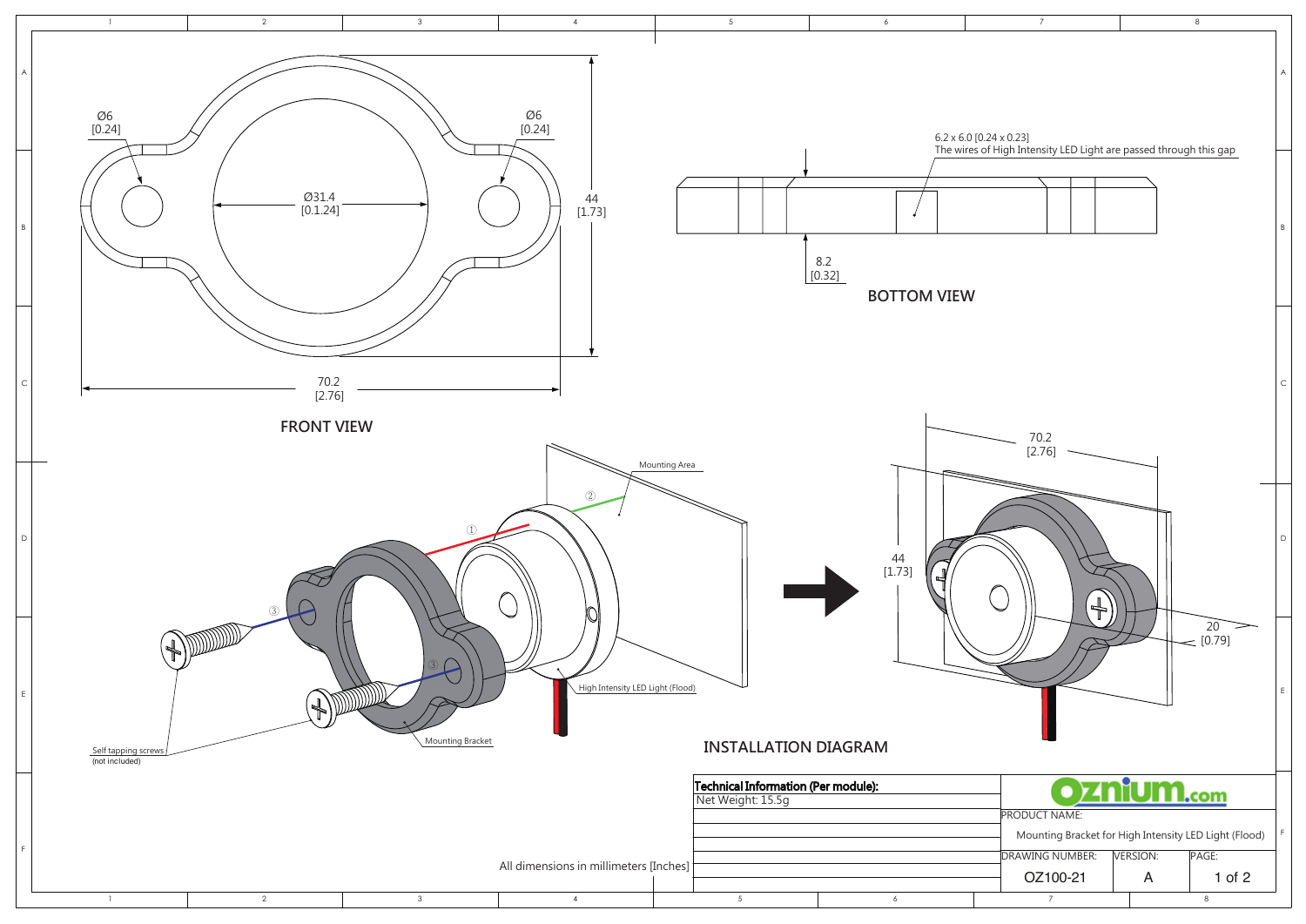## FRONT VIEW

Ø6 [0.24]

Ø6 [0.24]

Ø31.4 [0.1.24]

44 [1.73]

70.2 [2.76]

## BOTTOM VIEW

6.2 x 6.0 [0.24 x 0.23]
The wires of High Intensity LED Light are passed through this gap

8.2 [0.32]

## INSTALLATION DIAGRAM

Mounting Area

High Intensity LED Light (Flood)

Mounting Bracket

Self tapping screws (not included)

70.2 [2.76]

44 [1.73]

20 [0.79]

All dimensions in millimeters [Inches]

| Technical Information (Per module): |
| --- |
| Net Weight: 15.5g |

Oznium.com

| PRODUCT NAME: | | |
| --- | --- | --- |
| Mounting Bracket for High Intensity LED Light (Flood) | | |
| DRAWING NUMBER: | VERSION: | PAGE: |
| OZ100-21 | A | 1 of 2 |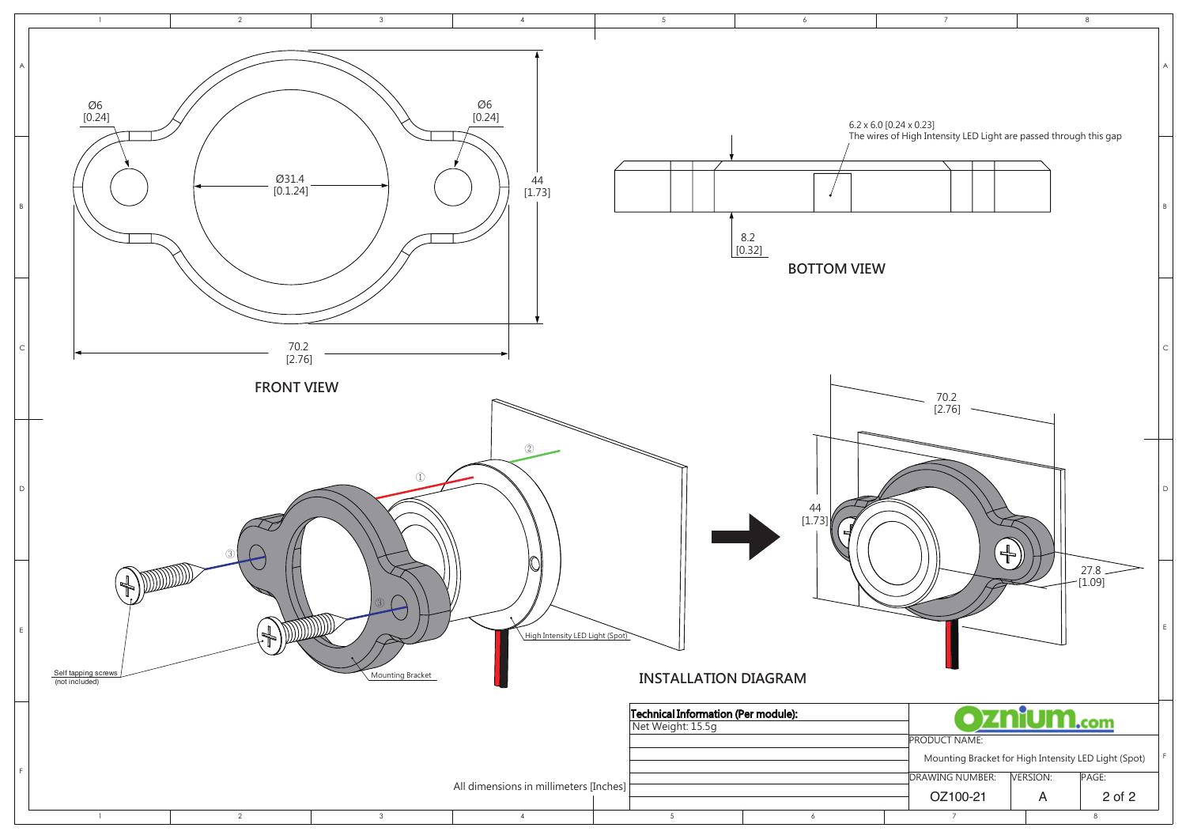## FRONT VIEW

Ø6
[0.24]

Ø6
[0.24]

Ø31.4
[0.1.24]

44
[1.73]

70.2
[2.76]

## BOTTOM VIEW

6.2 x 6.0 [0.24 x 0.23]
The wires of High Intensity LED Light are passed through this gap

8.2
[0.32]

## INSTALLATION DIAGRAM

①
②
③
③

High Intensity LED Light (Spot)

Mounting Bracket

Self tapping screws
(not included)

70.2
[2.76]

44
[1.73]

27.8
[1.09]

All dimensions in millimeters [Inches]

| Technical Information (Per module): | |
|---|---|
| Net Weight: 15.5g | |

Oznium.com

| PRODUCT NAME: | | |
|---|---|---|
| Mounting Bracket for High Intensity LED Light (Spot) | | |
| DRAWING NUMBER: | VERSION: | PAGE: |
| OZ100-21 | A | 2 of 2 |